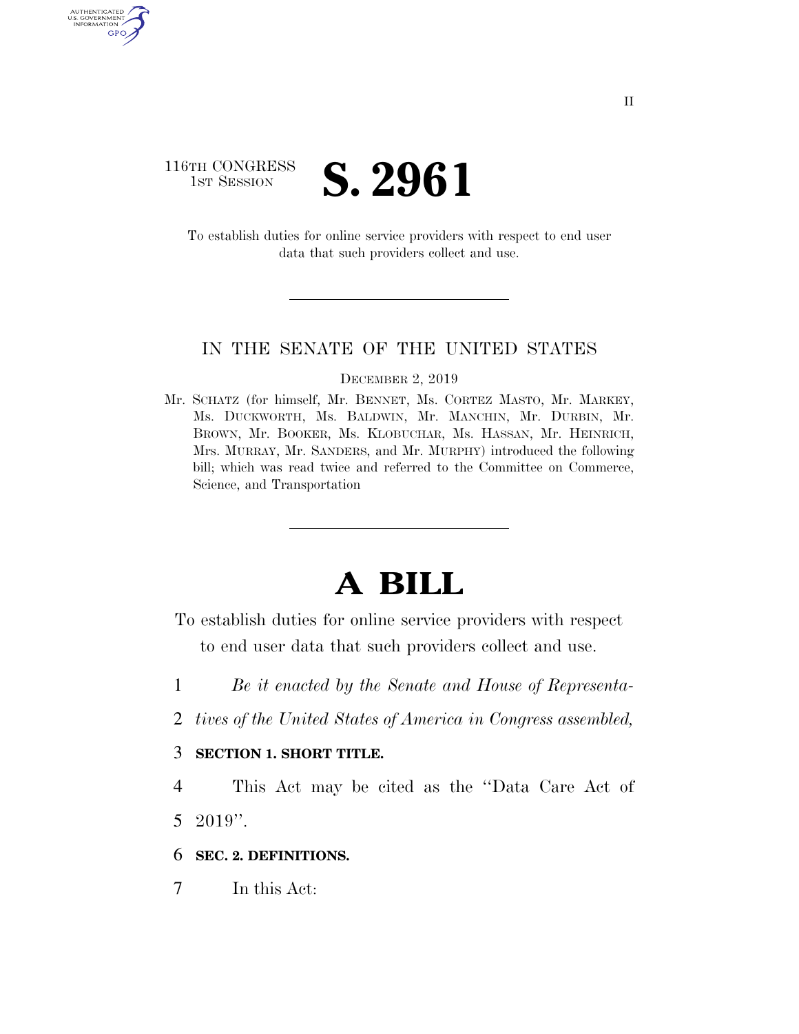116TH CONGRESS
1ST SESSION

# S. 2961

To establish duties for online service providers with respect to end user data that such providers collect and use.

---

IN THE SENATE OF THE UNITED STATES

DECEMBER 2, 2019

Mr. SCHATZ (for himself, Mr. BENNET, Ms. CORTEZ MASTO, Mr. MARKEY, Ms. DUCKWORTH, Ms. BALDWIN, Mr. MANCHIN, Mr. DURBIN, Mr. BROWN, Mr. BOOKER, Ms. KLOBUCHAR, Ms. HASSAN, Mr. HEINRICH, Mrs. MURRAY, Mr. SANDERS, and Mr. MURPHY) introduced the following bill; which was read twice and referred to the Committee on Commerce, Science, and Transportation

---

# A BILL

To establish duties for online service providers with respect to end user data that such providers collect and use.

1 *Be it enacted by the Senate and House of Representa-*
2 *tives of the United States of America in Congress assembled,*

3 **SECTION 1. SHORT TITLE.**

4 This Act may be cited as the ''Data Care Act of
5 2019''.

6 **SEC. 2. DEFINITIONS.**

7 In this Act: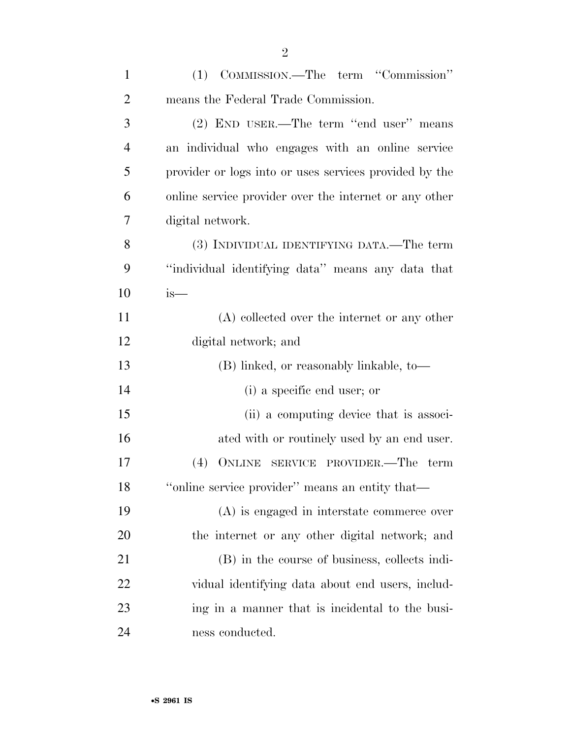(1) COMMISSION.—The term ''Commission'' means the Federal Trade Commission.

(2) END USER.—The term ''end user'' means an individual who engages with an online service provider or logs into or uses services provided by the online service provider over the internet or any other digital network.

(3) INDIVIDUAL IDENTIFYING DATA.—The term ''individual identifying data'' means any data that is—

(A) collected over the internet or any other digital network; and

(B) linked, or reasonably linkable, to—

(i) a specific end user; or

(ii) a computing device that is associated with or routinely used by an end user.

(4) ONLINE SERVICE PROVIDER.—The term ''online service provider'' means an entity that—

(A) is engaged in interstate commerce over the internet or any other digital network; and

(B) in the course of business, collects individual identifying data about end users, including in a manner that is incidental to the business conducted.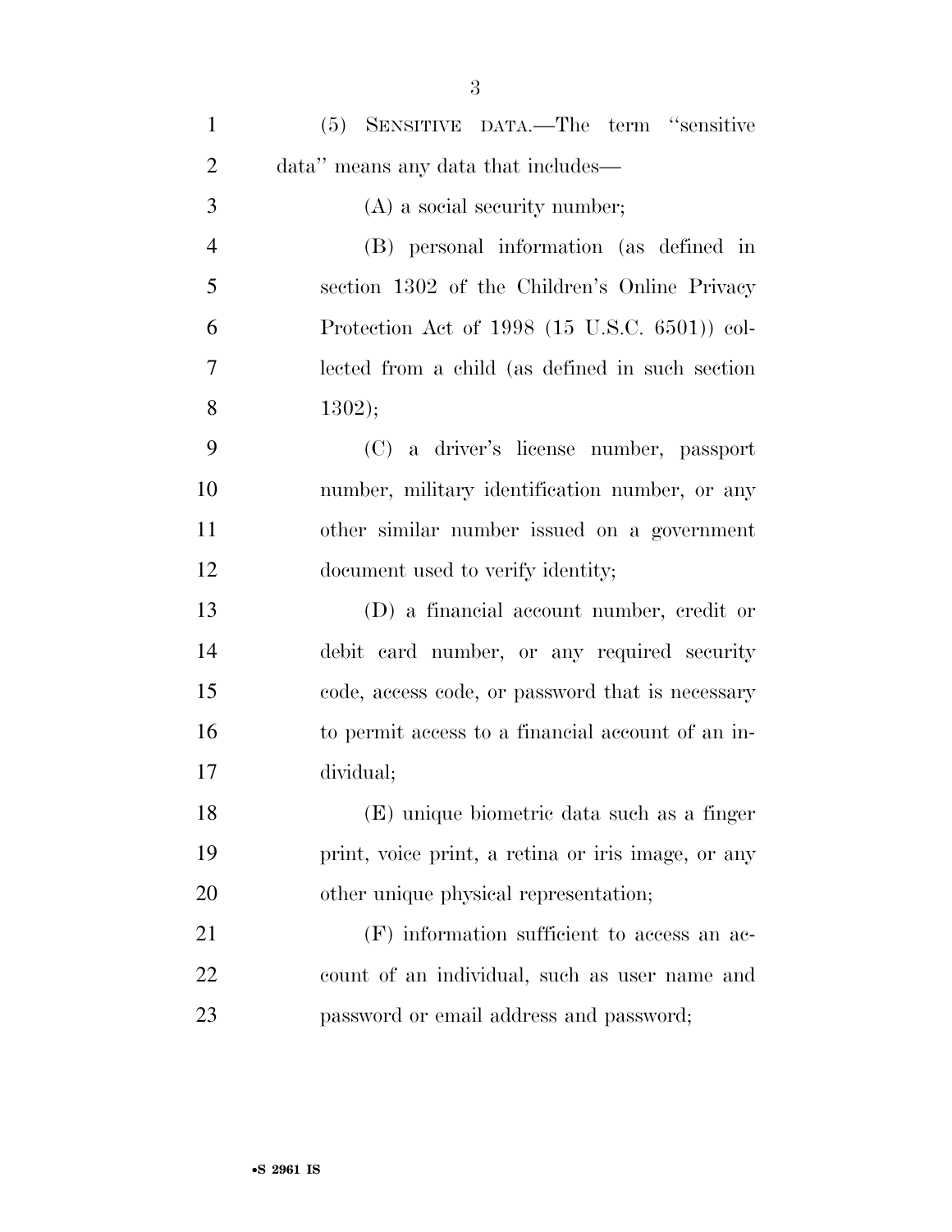(5) SENSITIVE DATA.—The term "sensitive data" means any data that includes—

(A) a social security number;

(B) personal information (as defined in section 1302 of the Children's Online Privacy Protection Act of 1998 (15 U.S.C. 6501)) collected from a child (as defined in such section 1302);

(C) a driver's license number, passport number, military identification number, or any other similar number issued on a government document used to verify identity;

(D) a financial account number, credit or debit card number, or any required security code, access code, or password that is necessary to permit access to a financial account of an individual;

(E) unique biometric data such as a finger print, voice print, a retina or iris image, or any other unique physical representation;

(F) information sufficient to access an account of an individual, such as user name and password or email address and password;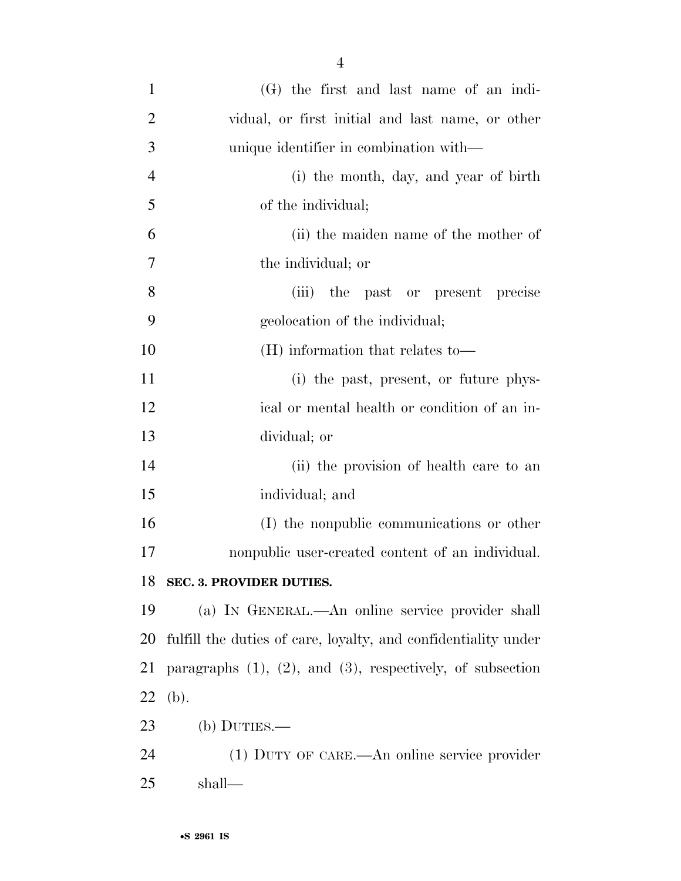(G) the first and last name of an individual, or first initial and last name, or other unique identifier in combination with—

(i) the month, day, and year of birth of the individual;

(ii) the maiden name of the mother of the individual; or

(iii) the past or present precise geolocation of the individual;

(H) information that relates to—

(i) the past, present, or future physical or mental health or condition of an individual; or

(ii) the provision of health care to an individual; and

(I) the nonpublic communications or other nonpublic user-created content of an individual.

**SEC. 3. PROVIDER DUTIES.**

(a) IN GENERAL.—An online service provider shall fulfill the duties of care, loyalty, and confidentiality under paragraphs (1), (2), and (3), respectively, of subsection (b).

(b) DUTIES.—

(1) DUTY OF CARE.—An online service provider shall—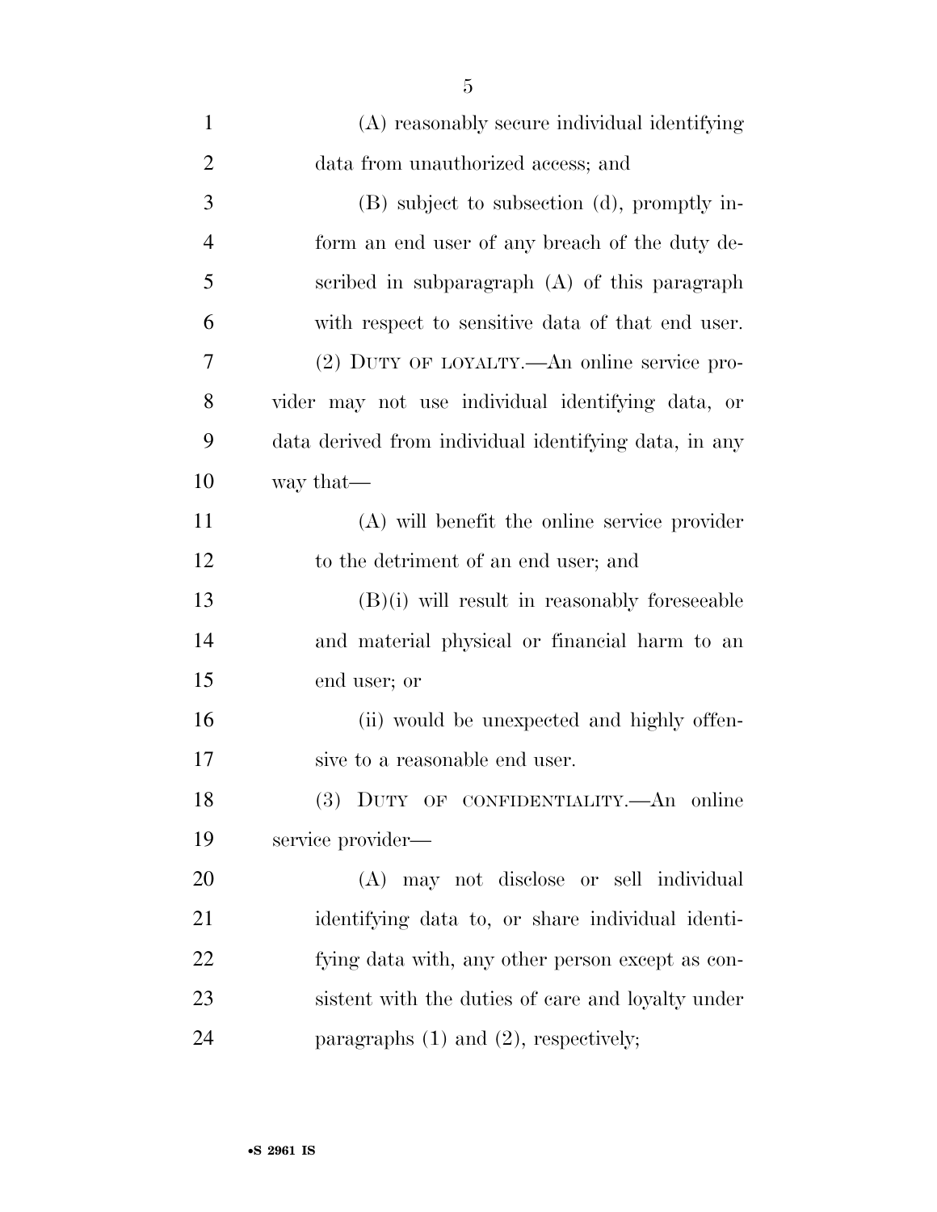(A) reasonably secure individual identifying data from unauthorized access; and

(B) subject to subsection (d), promptly inform an end user of any breach of the duty described in subparagraph (A) of this paragraph with respect to sensitive data of that end user.

(2) DUTY OF LOYALTY.—An online service provider may not use individual identifying data, or data derived from individual identifying data, in any way that—

(A) will benefit the online service provider to the detriment of an end user; and

(B)(i) will result in reasonably foreseeable and material physical or financial harm to an end user; or

(ii) would be unexpected and highly offensive to a reasonable end user.

(3) DUTY OF CONFIDENTIALITY.—An online service provider—

(A) may not disclose or sell individual identifying data to, or share individual identifying data with, any other person except as consistent with the duties of care and loyalty under paragraphs (1) and (2), respectively;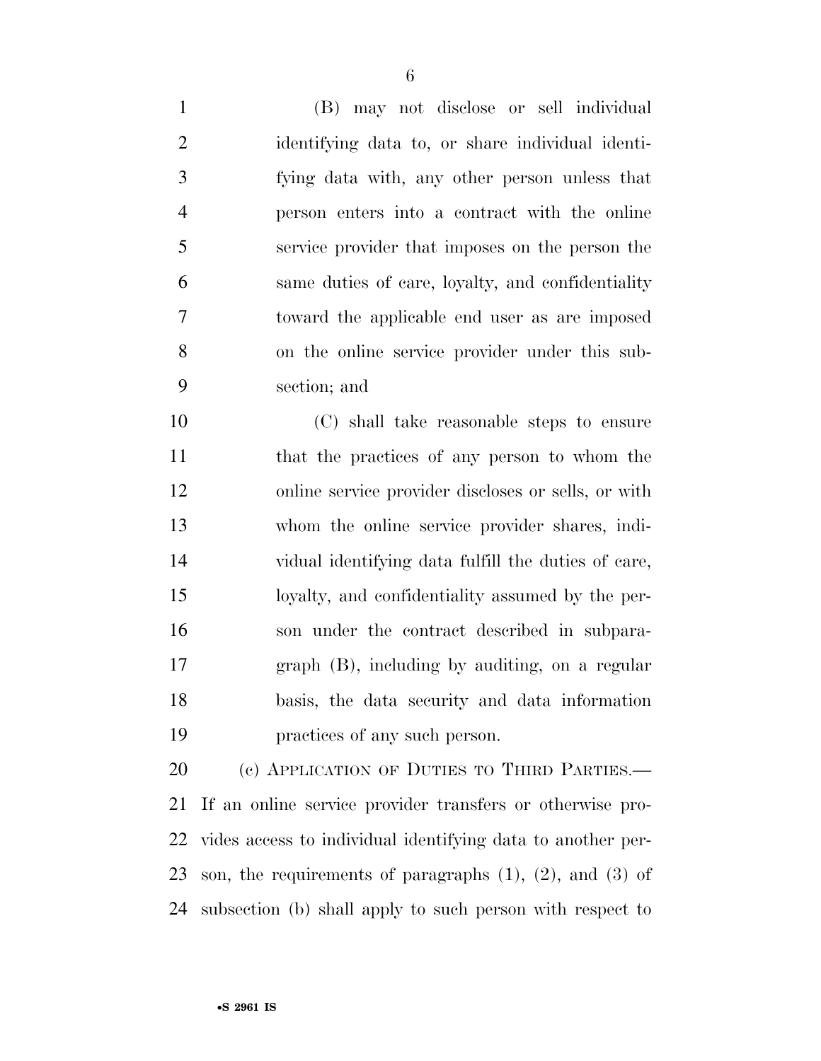(B) may not disclose or sell individual identifying data to, or share individual identifying data with, any other person unless that person enters into a contract with the online service provider that imposes on the person the same duties of care, loyalty, and confidentiality toward the applicable end user as are imposed on the online service provider under this subsection; and

(C) shall take reasonable steps to ensure that the practices of any person to whom the online service provider discloses or sells, or with whom the online service provider shares, individual identifying data fulfill the duties of care, loyalty, and confidentiality assumed by the person under the contract described in subparagraph (B), including by auditing, on a regular basis, the data security and data information practices of any such person.

(c) APPLICATION OF DUTIES TO THIRD PARTIES.—If an online service provider transfers or otherwise provides access to individual identifying data to another person, the requirements of paragraphs (1), (2), and (3) of subsection (b) shall apply to such person with respect to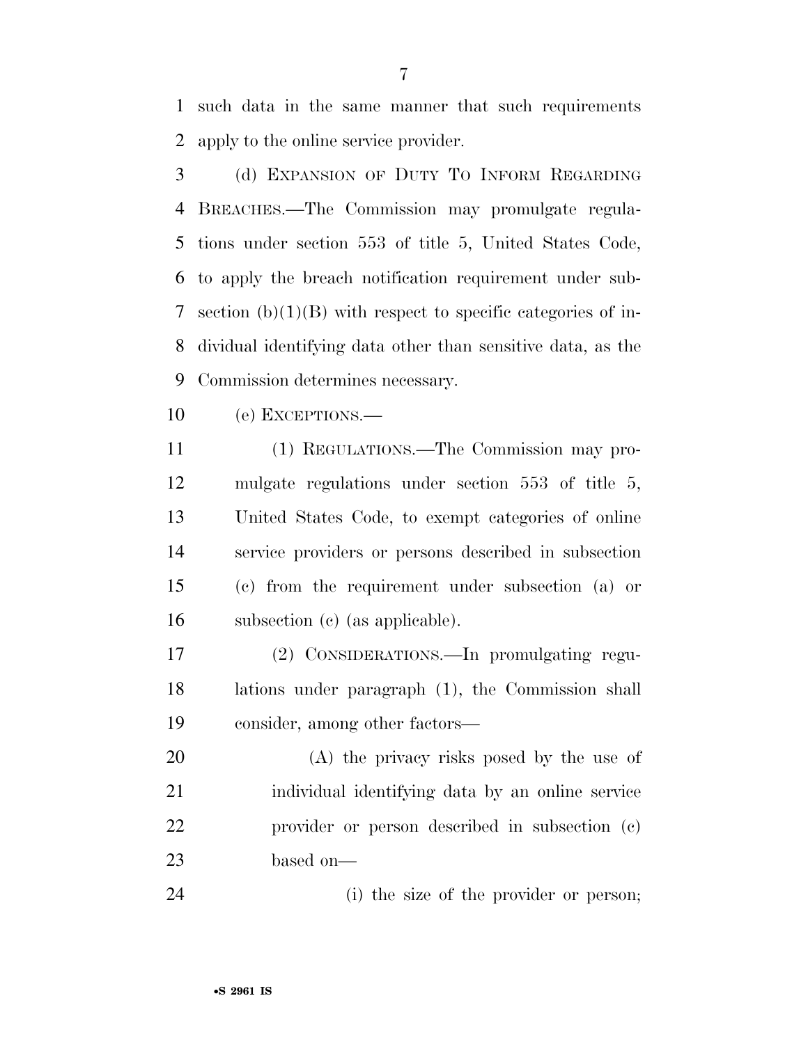such data in the same manner that such requirements apply to the online service provider.

(d) EXPANSION OF DUTY TO INFORM REGARDING BREACHES.—The Commission may promulgate regulations under section 553 of title 5, United States Code, to apply the breach notification requirement under subsection (b)(1)(B) with respect to specific categories of individual identifying data other than sensitive data, as the Commission determines necessary.

(e) EXCEPTIONS.—

(1) REGULATIONS.—The Commission may promulgate regulations under section 553 of title 5, United States Code, to exempt categories of online service providers or persons described in subsection (c) from the requirement under subsection (a) or subsection (c) (as applicable).

(2) CONSIDERATIONS.—In promulgating regulations under paragraph (1), the Commission shall consider, among other factors—

(A) the privacy risks posed by the use of individual identifying data by an online service provider or person described in subsection (c) based on—

(i) the size of the provider or person;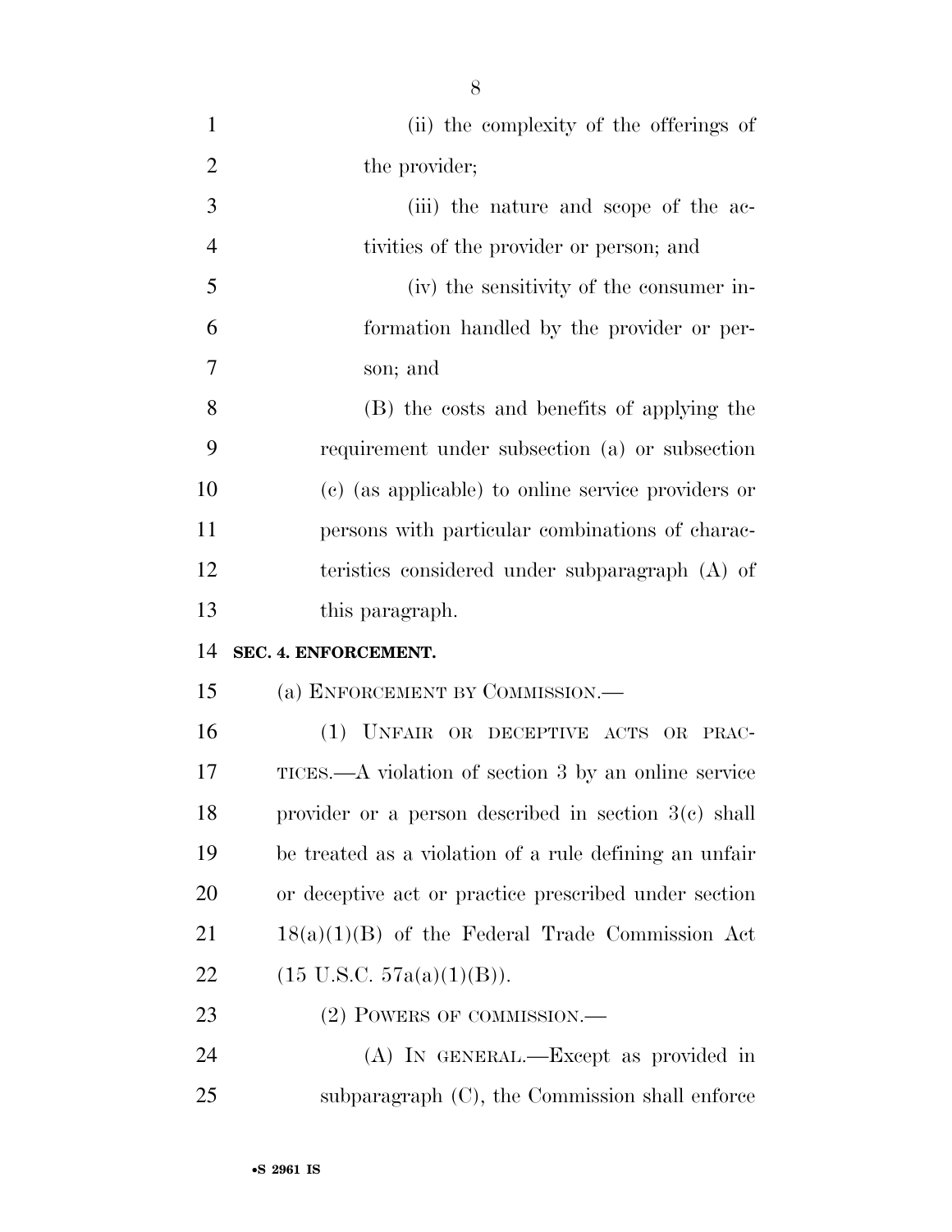(ii) the complexity of the offerings of the provider;

(iii) the nature and scope of the activities of the provider or person; and

(iv) the sensitivity of the consumer information handled by the provider or person; and

(B) the costs and benefits of applying the requirement under subsection (a) or subsection (c) (as applicable) to online service providers or persons with particular combinations of characteristics considered under subparagraph (A) of this paragraph.

**SEC. 4. ENFORCEMENT.**

(a) ENFORCEMENT BY COMMISSION.—

(1) UNFAIR OR DECEPTIVE ACTS OR PRACTICES.—A violation of section 3 by an online service provider or a person described in section 3(c) shall be treated as a violation of a rule defining an unfair or deceptive act or practice prescribed under section 18(a)(1)(B) of the Federal Trade Commission Act (15 U.S.C. 57a(a)(1)(B)).

(2) POWERS OF COMMISSION.—

(A) IN GENERAL.—Except as provided in subparagraph (C), the Commission shall enforce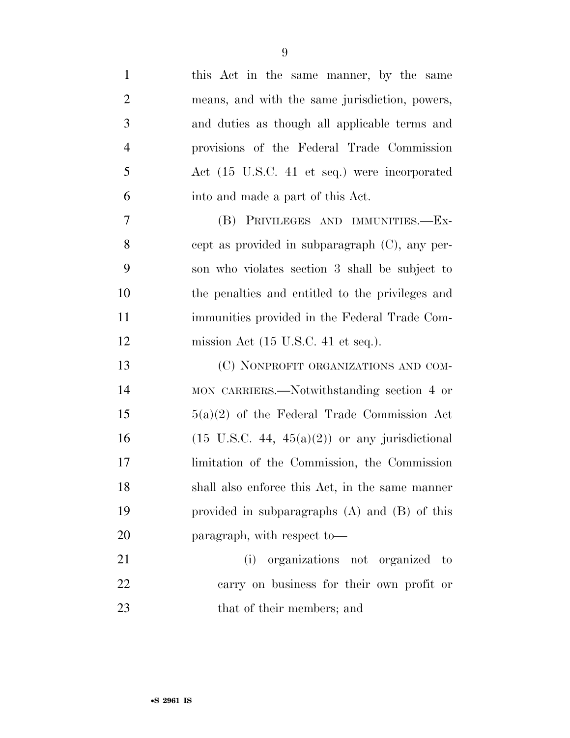this Act in the same manner, by the same means, and with the same jurisdiction, powers, and duties as though all applicable terms and provisions of the Federal Trade Commission Act (15 U.S.C. 41 et seq.) were incorporated into and made a part of this Act.

(B) PRIVILEGES AND IMMUNITIES.—Except as provided in subparagraph (C), any person who violates section 3 shall be subject to the penalties and entitled to the privileges and immunities provided in the Federal Trade Commission Act (15 U.S.C. 41 et seq.).

(C) NONPROFIT ORGANIZATIONS AND COMMON CARRIERS.—Notwithstanding section 4 or 5(a)(2) of the Federal Trade Commission Act (15 U.S.C. 44, 45(a)(2)) or any jurisdictional limitation of the Commission, the Commission shall also enforce this Act, in the same manner provided in subparagraphs (A) and (B) of this paragraph, with respect to—

(i) organizations not organized to carry on business for their own profit or that of their members; and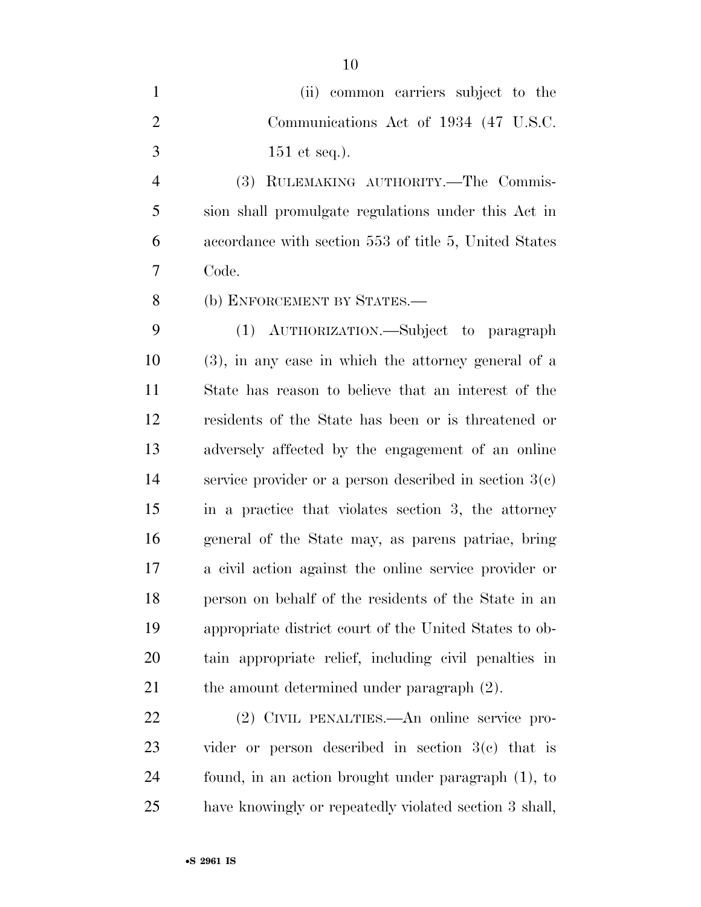(ii) common carriers subject to the Communications Act of 1934 (47 U.S.C. 151 et seq.).

(3) RULEMAKING AUTHORITY.—The Commission shall promulgate regulations under this Act in accordance with section 553 of title 5, United States Code.

(b) ENFORCEMENT BY STATES.—

(1) AUTHORIZATION.—Subject to paragraph (3), in any case in which the attorney general of a State has reason to believe that an interest of the residents of the State has been or is threatened or adversely affected by the engagement of an online service provider or a person described in section 3(c) in a practice that violates section 3, the attorney general of the State may, as parens patriae, bring a civil action against the online service provider or person on behalf of the residents of the State in an appropriate district court of the United States to obtain appropriate relief, including civil penalties in the amount determined under paragraph (2).

(2) CIVIL PENALTIES.—An online service provider or person described in section 3(c) that is found, in an action brought under paragraph (1), to have knowingly or repeatedly violated section 3 shall,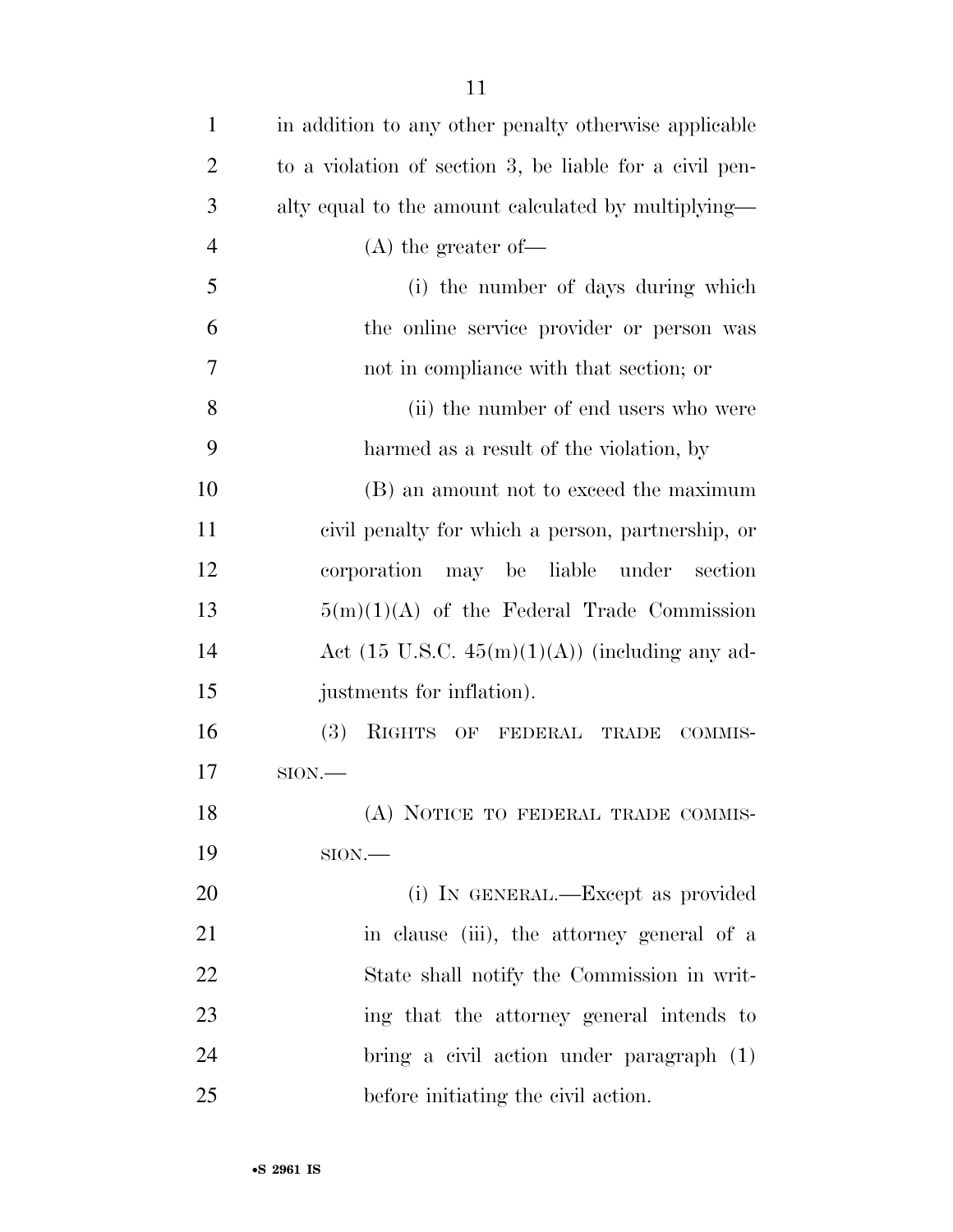in addition to any other penalty otherwise applicable to a violation of section 3, be liable for a civil penalty equal to the amount calculated by multiplying—

(A) the greater of—

(i) the number of days during which the online service provider or person was not in compliance with that section; or

(ii) the number of end users who were harmed as a result of the violation, by

(B) an amount not to exceed the maximum civil penalty for which a person, partnership, or corporation may be liable under section 5(m)(1)(A) of the Federal Trade Commission Act (15 U.S.C. 45(m)(1)(A)) (including any adjustments for inflation).

(3) RIGHTS OF FEDERAL TRADE COMMISSION.—

(A) NOTICE TO FEDERAL TRADE COMMISSION.—

(i) IN GENERAL.—Except as provided in clause (iii), the attorney general of a State shall notify the Commission in writing that the attorney general intends to bring a civil action under paragraph (1) before initiating the civil action.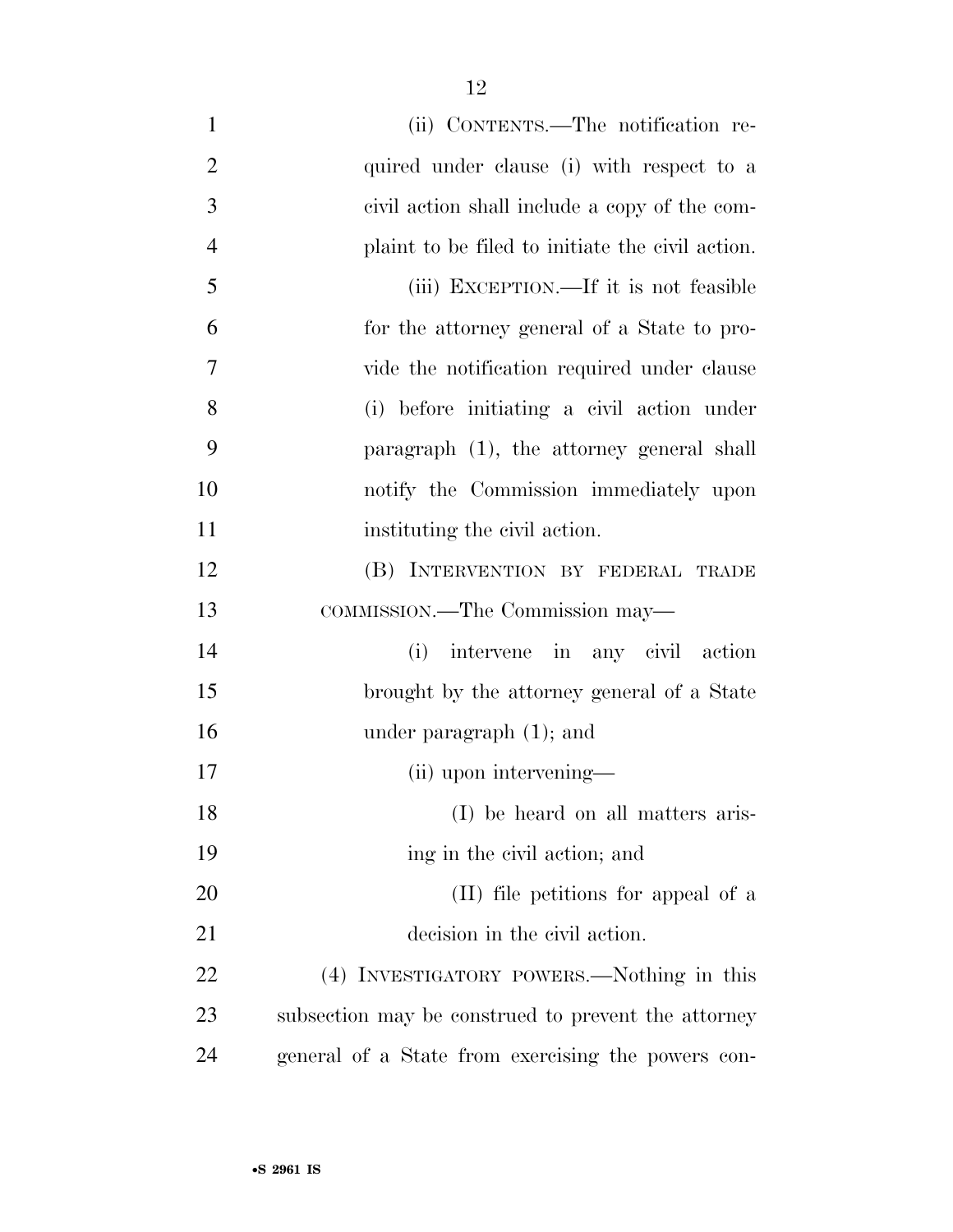(ii) CONTENTS.—The notification required under clause (i) with respect to a civil action shall include a copy of the complaint to be filed to initiate the civil action.

(iii) EXCEPTION.—If it is not feasible for the attorney general of a State to provide the notification required under clause (i) before initiating a civil action under paragraph (1), the attorney general shall notify the Commission immediately upon instituting the civil action.

(B) INTERVENTION BY FEDERAL TRADE COMMISSION.—The Commission may—

(i) intervene in any civil action brought by the attorney general of a State under paragraph (1); and

(ii) upon intervening—

(I) be heard on all matters arising in the civil action; and

(II) file petitions for appeal of a decision in the civil action.

(4) INVESTIGATORY POWERS.—Nothing in this subsection may be construed to prevent the attorney general of a State from exercising the powers con-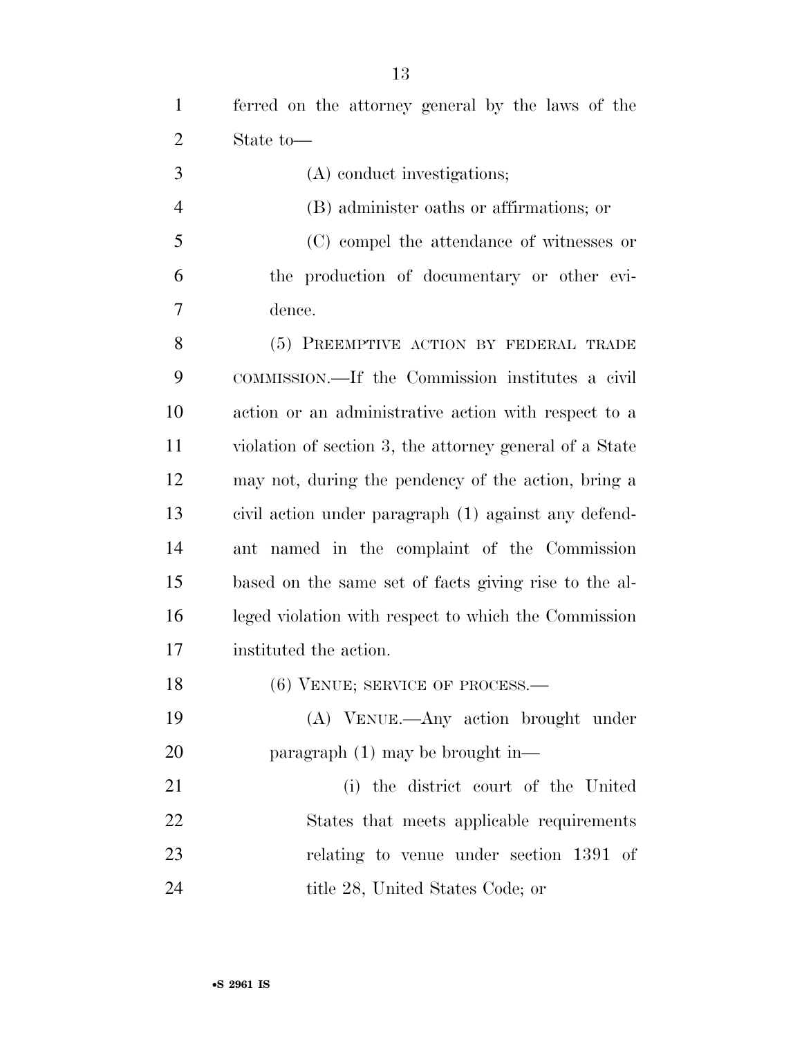ferred on the attorney general by the laws of the State to—

(A) conduct investigations;

(B) administer oaths or affirmations; or

(C) compel the attendance of witnesses or the production of documentary or other evidence.

(5) PREEMPTIVE ACTION BY FEDERAL TRADE COMMISSION.—If the Commission institutes a civil action or an administrative action with respect to a violation of section 3, the attorney general of a State may not, during the pendency of the action, bring a civil action under paragraph (1) against any defendant named in the complaint of the Commission based on the same set of facts giving rise to the alleged violation with respect to which the Commission instituted the action.

(6) VENUE; SERVICE OF PROCESS.—

(A) VENUE.—Any action brought under paragraph (1) may be brought in—

(i) the district court of the United States that meets applicable requirements relating to venue under section 1391 of title 28, United States Code; or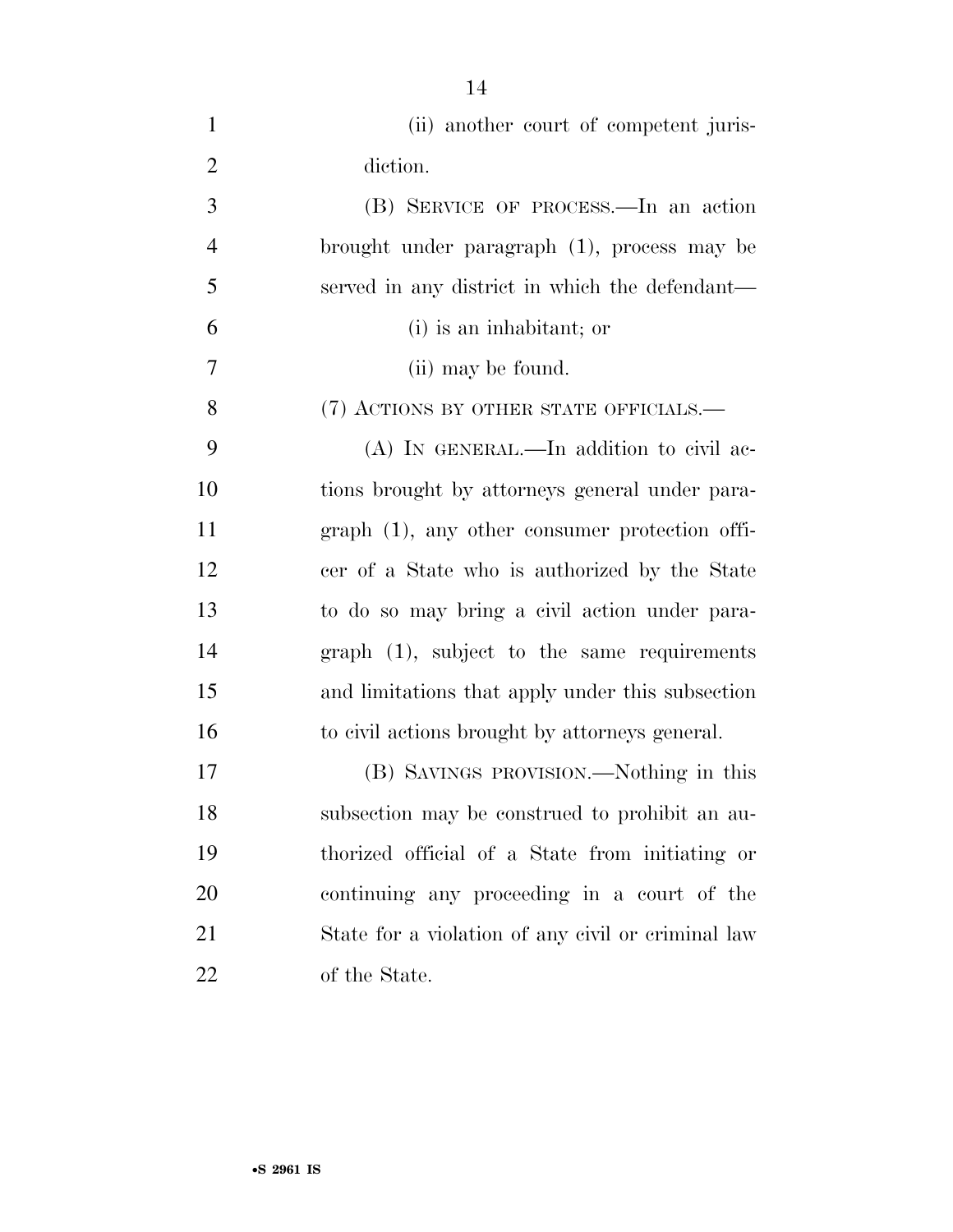(ii) another court of competent jurisdiction.

(B) SERVICE OF PROCESS.—In an action brought under paragraph (1), process may be served in any district in which the defendant—

(i) is an inhabitant; or

(ii) may be found.

(7) ACTIONS BY OTHER STATE OFFICIALS.—

(A) IN GENERAL.—In addition to civil actions brought by attorneys general under paragraph (1), any other consumer protection officer of a State who is authorized by the State to do so may bring a civil action under paragraph (1), subject to the same requirements and limitations that apply under this subsection to civil actions brought by attorneys general.

(B) SAVINGS PROVISION.—Nothing in this subsection may be construed to prohibit an authorized official of a State from initiating or continuing any proceeding in a court of the State for a violation of any civil or criminal law of the State.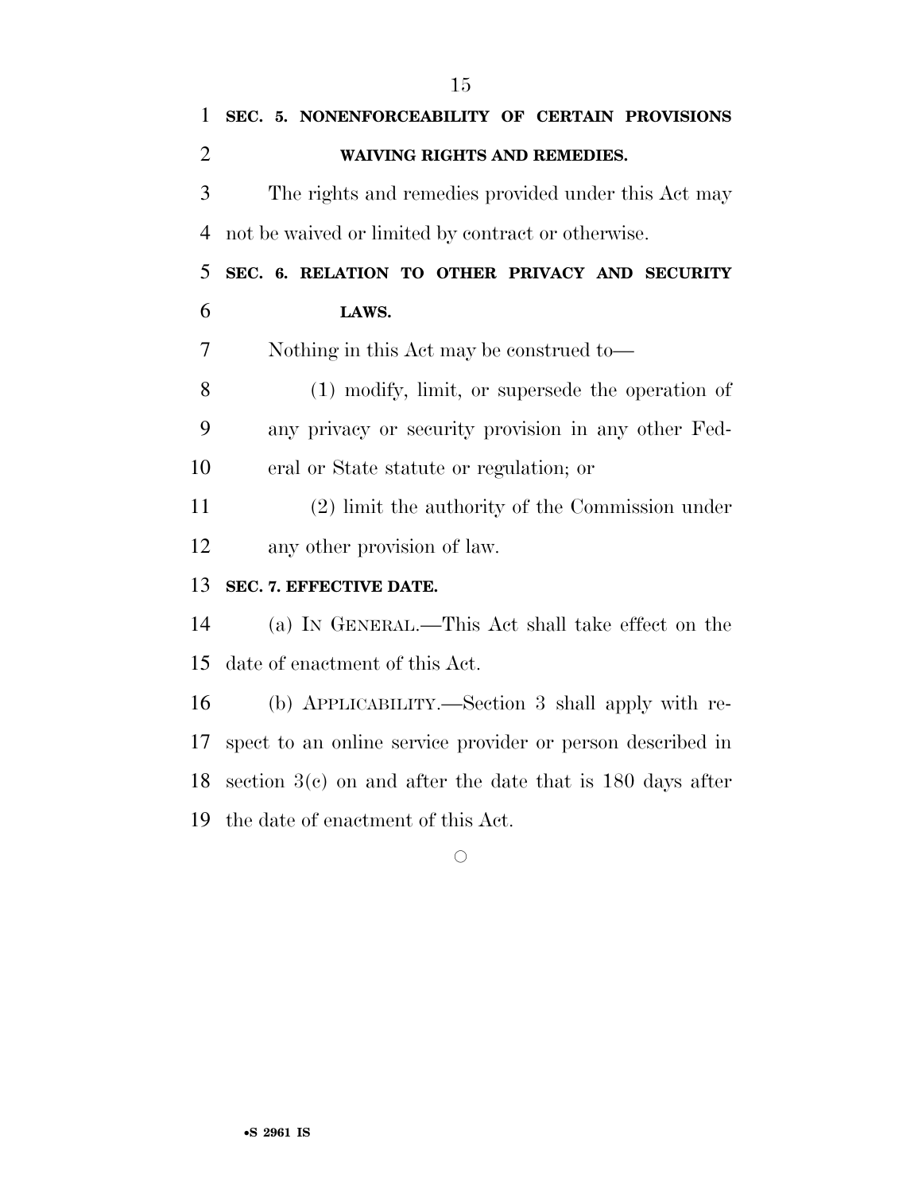## SEC. 5. NONENFORCEABILITY OF CERTAIN PROVISIONS WAIVING RIGHTS AND REMEDIES.

The rights and remedies provided under this Act may not be waived or limited by contract or otherwise.

## SEC. 6. RELATION TO OTHER PRIVACY AND SECURITY LAWS.

Nothing in this Act may be construed to—

(1) modify, limit, or supersede the operation of any privacy or security provision in any other Federal or State statute or regulation; or

(2) limit the authority of the Commission under any other provision of law.

## SEC. 7. EFFECTIVE DATE.

(a) IN GENERAL.—This Act shall take effect on the date of enactment of this Act.

(b) APPLICABILITY.—Section 3 shall apply with respect to an online service provider or person described in section 3(c) on and after the date that is 180 days after the date of enactment of this Act.

○